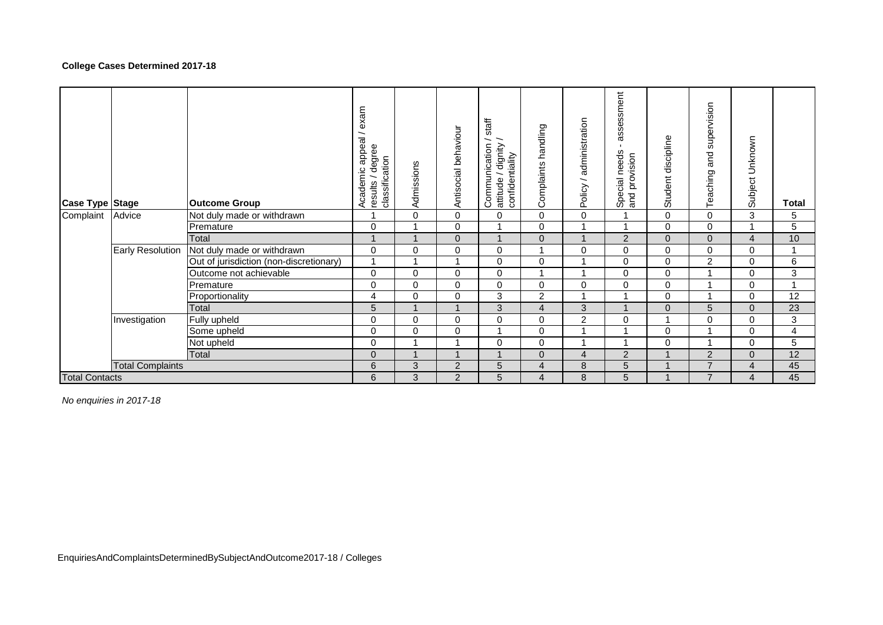**College Cases Determined 2017-18**

| Case Type | Stage | Outcome Group | Academic appeal / exam results / degree classification | Admissions | Antisocial behaviour | Communication / staff attitude / dignity / confidentiality | Complaints handling | Policy / administration | Special needs - assessment and provision | Student discipline | Teaching and supervision | Subject Unknown | Total |
|---|---|---|---|---|---|---|---|---|---|---|---|---|---|
| Complaint | Advice | Not duly made or withdrawn | 1 | 0 | 0 | 0 | 0 | 0 | 1 | 0 | 0 | 3 | 5 |
| | | Premature | 0 | 1 | 0 | 1 | 0 | 1 | 1 | 0 | 0 | 1 | 5 |
| | | Total | 1 | 1 | 0 | 1 | 0 | 1 | 2 | 0 | 0 | 4 | 10 |
| | Early Resolution | Not duly made or withdrawn | 0 | 0 | 0 | 0 | 1 | 0 | 0 | 0 | 0 | 0 | 1 |
| | | Out of jurisdiction (non-discretionary) | 1 | 1 | 1 | 0 | 0 | 1 | 0 | 0 | 2 | 0 | 6 |
| | | Outcome not achievable | 0 | 0 | 0 | 0 | 1 | 1 | 0 | 0 | 1 | 0 | 3 |
| | | Premature | 0 | 0 | 0 | 0 | 0 | 0 | 0 | 0 | 1 | 0 | 1 |
| | | Proportionality | 4 | 0 | 0 | 3 | 2 | 1 | 1 | 0 | 1 | 0 | 12 |
| | | Total | 5 | 1 | 1 | 3 | 4 | 3 | 1 | 0 | 5 | 0 | 23 |
| | Investigation | Fully upheld | 0 | 0 | 0 | 0 | 0 | 2 | 0 | 1 | 0 | 0 | 3 |
| | | Some upheld | 0 | 0 | 0 | 1 | 0 | 1 | 1 | 0 | 1 | 0 | 4 |
| | | Not upheld | 0 | 1 | 1 | 0 | 0 | 1 | 1 | 0 | 1 | 0 | 5 |
| | | Total | 0 | 1 | 1 | 1 | 0 | 4 | 2 | 1 | 2 | 0 | 12 |
| | Total Complaints | | 6 | 3 | 2 | 5 | 4 | 8 | 5 | 1 | 7 | 4 | 45 |
| Total Contacts | | | 6 | 3 | 2 | 5 | 4 | 8 | 5 | 1 | 7 | 4 | 45 |

*No enquiries in 2017-18*

EnquiriesAndComplaintsDeterminedBySubjectAndOutcome2017-18 / Colleges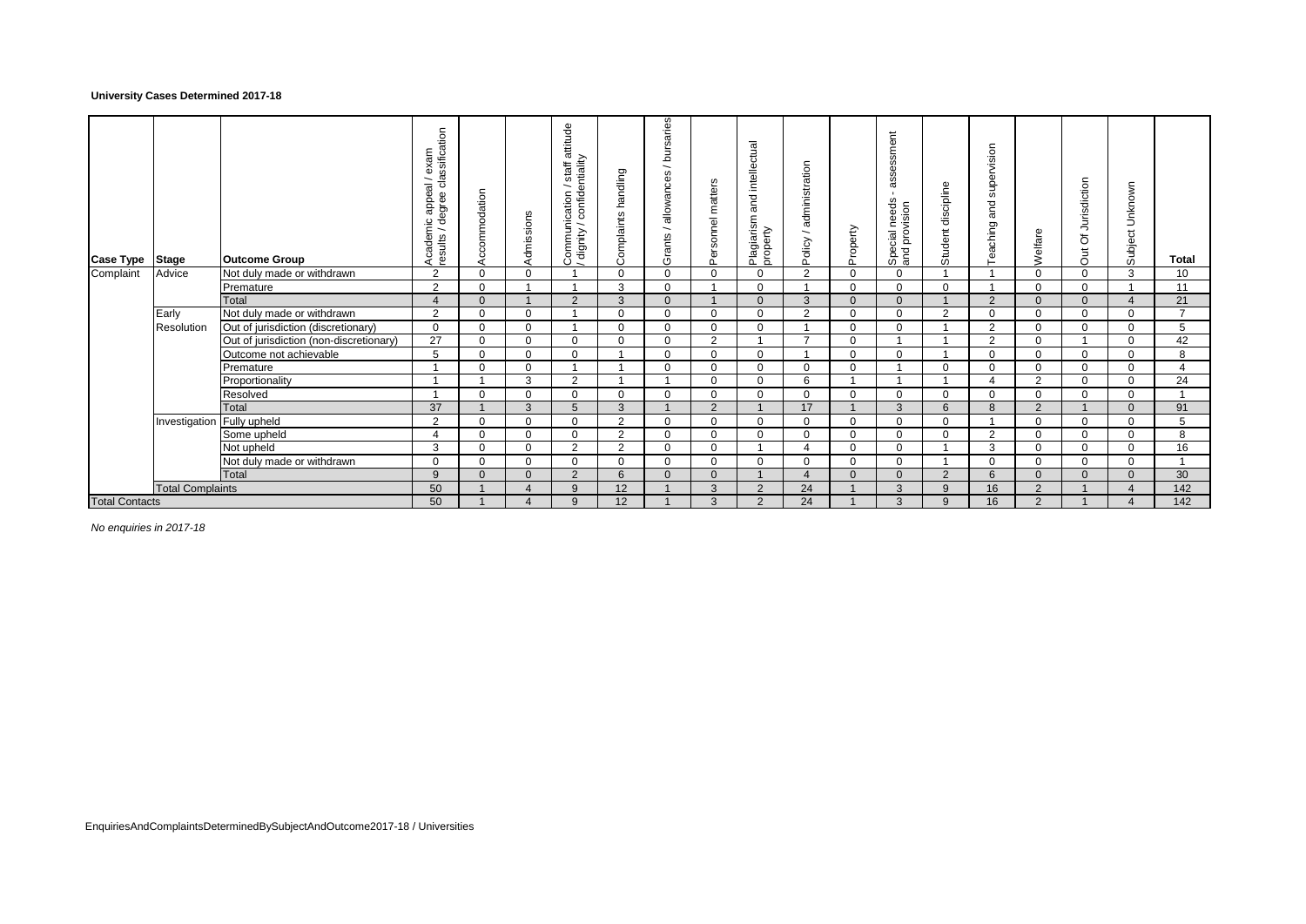**University Cases Determined 2017-18**

| Case Type | Stage | Outcome Group | Academic appeal / exam results / degree classification | Accommodation | Admissions | Communication / staff attitude / dignity / confidentiality | Complaints handling | Grants / allowances / bursaries | Personnel matters | Plagiarism and intellectual property | Policy / administration | Property | Special needs - assessment and provision | Student discipline | Teaching and supervision | Welfare | Out Of Jurisdiction | Subject Unknown | Total |
|---|---|---|---|---|---|---|---|---|---|---|---|---|---|---|---|---|---|---|---|
| Complaint | Advice | Not duly made or withdrawn | 2 | 0 | 0 | 1 | 0 | 0 | 0 | 0 | 2 | 0 | 0 | 1 | 1 | 0 | 0 | 3 | 10 |
| | | Premature | 2 | 0 | 1 | 1 | 3 | 0 | 1 | 0 | 1 | 0 | 0 | 0 | 1 | 0 | 0 | 1 | 11 |
| | | Total | 4 | 0 | 1 | 2 | 3 | 0 | 1 | 0 | 3 | 0 | 0 | 1 | 2 | 0 | 0 | 4 | 21 |
| | Early Resolution | Not duly made or withdrawn | 2 | 0 | 0 | 1 | 0 | 0 | 0 | 0 | 2 | 0 | 0 | 2 | 0 | 0 | 0 | 0 | 7 |
| | | Out of jurisdiction (discretionary) | 0 | 0 | 0 | 1 | 0 | 0 | 0 | 0 | 1 | 0 | 0 | 1 | 2 | 0 | 0 | 0 | 5 |
| | | Out of jurisdiction (non-discretionary) | 27 | 0 | 0 | 0 | 0 | 0 | 2 | 1 | 7 | 0 | 1 | 1 | 2 | 0 | 1 | 0 | 42 |
| | | Outcome not achievable | 5 | 0 | 0 | 0 | 1 | 0 | 0 | 0 | 1 | 0 | 0 | 1 | 0 | 0 | 0 | 0 | 8 |
| | | Premature | 1 | 0 | 0 | 1 | 1 | 0 | 0 | 0 | 0 | 0 | 1 | 0 | 0 | 0 | 0 | 0 | 4 |
| | | Proportionality | 1 | 1 | 3 | 2 | 1 | 1 | 0 | 0 | 6 | 1 | 1 | 1 | 4 | 2 | 0 | 0 | 24 |
| | | Resolved | 1 | 0 | 0 | 0 | 0 | 0 | 0 | 0 | 0 | 0 | 0 | 0 | 0 | 0 | 0 | 0 | 1 |
| | | Total | 37 | 1 | 3 | 5 | 3 | 1 | 2 | 1 | 17 | 1 | 3 | 6 | 8 | 2 | 1 | 0 | 91 |
| | Investigation | Fully upheld | 2 | 0 | 0 | 0 | 2 | 0 | 0 | 0 | 0 | 0 | 0 | 0 | 1 | 0 | 0 | 0 | 5 |
| | | Some upheld | 4 | 0 | 0 | 0 | 2 | 0 | 0 | 0 | 0 | 0 | 0 | 0 | 2 | 0 | 0 | 0 | 8 |
| | | Not upheld | 3 | 0 | 0 | 2 | 2 | 0 | 0 | 1 | 4 | 0 | 0 | 1 | 3 | 0 | 0 | 0 | 16 |
| | | Not duly made or withdrawn | 0 | 0 | 0 | 0 | 0 | 0 | 0 | 0 | 0 | 0 | 0 | 1 | 0 | 0 | 0 | 0 | 1 |
| | | Total | 9 | 0 | 0 | 2 | 6 | 0 | 0 | 1 | 4 | 0 | 0 | 2 | 6 | 0 | 0 | 0 | 30 |
| | Total Complaints | | 50 | 1 | 4 | 9 | 12 | 1 | 3 | 2 | 24 | 1 | 3 | 9 | 16 | 2 | 1 | 4 | 142 |
| Total Contacts | | | 50 | 1 | 4 | 9 | 12 | 1 | 3 | 2 | 24 | 1 | 3 | 9 | 16 | 2 | 1 | 4 | 142 |

*No enquiries in 2017-18*

EnquiriesAndComplaintsDeterminedBySubjectAndOutcome2017-18 / Universities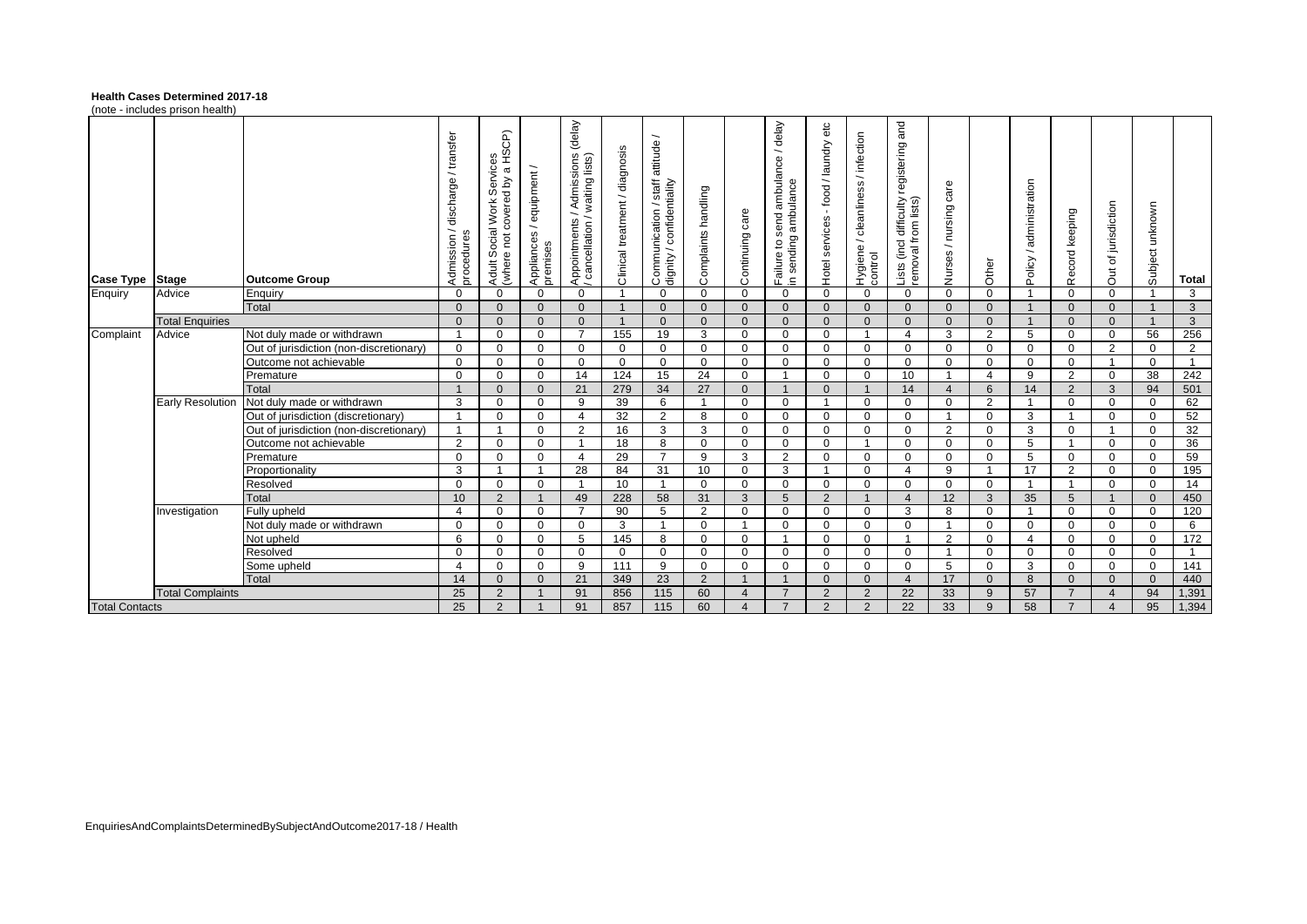**Health Cases Determined 2017-18**
(note - includes prison health)

| Case Type | Stage | Outcome Group | Admission / discharge / transfer procedures | Adult Social Work Services (where not covered by a HSCP) | Appliances / equipment / premises | Appointments / Admissions (delay / cancellation / waiting lists) | Clinical treatment / diagnosis | Communication / staff attitude / dignity / confidentiality | Complaints handling | Continuing care | Failure to send ambulance / delay in sending ambulance | Hotel services - food / laundry etc | Hygiene / cleanliness / infection control | Lists (incl difficulty registering and removal from lists) | Nurses / nursing care | Other | Policy / administration | Record keeping | Out of jurisdiction | Subject unknown | Total |
|---|---|---|---|---|---|---|---|---|---|---|---|---|---|---|---|---|---|---|---|---|---|
| Enquiry | Advice | Enquiry | 0 | 0 | 0 | 0 | 1 | 0 | 0 | 0 | 0 | 0 | 0 | 0 | 0 | 0 | 1 | 0 | 0 | 1 | 3 |
| | | Total | 0 | 0 | 0 | 0 | 1 | 0 | 0 | 0 | 0 | 0 | 0 | 0 | 0 | 0 | 1 | 0 | 0 | 1 | 3 |
| | Total Enquiries | | 0 | 0 | 0 | 0 | 1 | 0 | 0 | 0 | 0 | 0 | 0 | 0 | 0 | 0 | 1 | 0 | 0 | 1 | 3 |
| Complaint | Advice | Not duly made or withdrawn | 1 | 0 | 0 | 7 | 155 | 19 | 3 | 0 | 0 | 0 | 1 | 4 | 3 | 2 | 5 | 0 | 0 | 56 | 256 |
| | | Out of jurisdiction (non-discretionary) | 0 | 0 | 0 | 0 | 0 | 0 | 0 | 0 | 0 | 0 | 0 | 0 | 0 | 0 | 0 | 0 | 2 | 0 | 2 |
| | | Outcome not achievable | 0 | 0 | 0 | 0 | 0 | 0 | 0 | 0 | 0 | 0 | 0 | 0 | 0 | 0 | 0 | 0 | 1 | 0 | 1 |
| | | Premature | 0 | 0 | 0 | 14 | 124 | 15 | 24 | 0 | 1 | 0 | 0 | 10 | 1 | 4 | 9 | 2 | 0 | 38 | 242 |
| | | Total | 1 | 0 | 0 | 21 | 279 | 34 | 27 | 0 | 1 | 0 | 1 | 14 | 4 | 6 | 14 | 2 | 3 | 94 | 501 |
| | Early Resolution | Not duly made or withdrawn | 3 | 0 | 0 | 9 | 39 | 6 | 1 | 0 | 0 | 1 | 0 | 0 | 0 | 2 | 1 | 0 | 0 | 0 | 62 |
| | | Out of jurisdiction (discretionary) | 1 | 0 | 0 | 4 | 32 | 2 | 8 | 0 | 0 | 0 | 0 | 0 | 1 | 0 | 3 | 1 | 0 | 0 | 52 |
| | | Out of jurisdiction (non-discretionary) | 1 | 1 | 0 | 2 | 16 | 3 | 3 | 0 | 0 | 0 | 0 | 0 | 2 | 0 | 3 | 0 | 1 | 0 | 32 |
| | | Outcome not achievable | 2 | 0 | 0 | 1 | 18 | 8 | 0 | 0 | 0 | 0 | 1 | 0 | 0 | 0 | 5 | 1 | 0 | 0 | 36 |
| | | Premature | 0 | 0 | 0 | 4 | 29 | 7 | 9 | 3 | 2 | 0 | 0 | 0 | 0 | 0 | 5 | 0 | 0 | 0 | 59 |
| | | Proportionality | 3 | 1 | 1 | 28 | 84 | 31 | 10 | 0 | 3 | 1 | 0 | 4 | 9 | 1 | 17 | 2 | 0 | 0 | 195 |
| | | Resolved | 0 | 0 | 0 | 1 | 10 | 1 | 0 | 0 | 0 | 0 | 0 | 0 | 0 | 0 | 1 | 1 | 0 | 0 | 14 |
| | | Total | 10 | 2 | 1 | 49 | 228 | 58 | 31 | 3 | 5 | 2 | 1 | 4 | 12 | 3 | 35 | 5 | 1 | 0 | 450 |
| | Investigation | Fully upheld | 4 | 0 | 0 | 7 | 90 | 5 | 2 | 0 | 0 | 0 | 0 | 3 | 8 | 0 | 1 | 0 | 0 | 0 | 120 |
| | | Not duly made or withdrawn | 0 | 0 | 0 | 0 | 3 | 1 | 0 | 1 | 0 | 0 | 0 | 0 | 1 | 0 | 0 | 0 | 0 | 0 | 6 |
| | | Not upheld | 6 | 0 | 0 | 5 | 145 | 8 | 0 | 0 | 1 | 0 | 0 | 1 | 2 | 0 | 4 | 0 | 0 | 0 | 172 |
| | | Resolved | 0 | 0 | 0 | 0 | 0 | 0 | 0 | 0 | 0 | 0 | 0 | 0 | 1 | 0 | 0 | 0 | 0 | 0 | 1 |
| | | Some upheld | 4 | 0 | 0 | 9 | 111 | 9 | 0 | 0 | 0 | 0 | 0 | 0 | 5 | 0 | 3 | 0 | 0 | 0 | 141 |
| | | Total | 14 | 0 | 0 | 21 | 349 | 23 | 2 | 1 | 1 | 0 | 0 | 4 | 17 | 0 | 8 | 0 | 0 | 0 | 440 |
| | Total Complaints | | 25 | 2 | 1 | 91 | 856 | 115 | 60 | 4 | 7 | 2 | 2 | 22 | 33 | 9 | 57 | 7 | 4 | 94 | 1,391 |
| Total Contacts | | | 25 | 2 | 1 | 91 | 857 | 115 | 60 | 4 | 7 | 2 | 2 | 22 | 33 | 9 | 58 | 7 | 4 | 95 | 1,394 |

EnquiriesAndComplaintsDeterminedBySubjectAndOutcome2017-18 / Health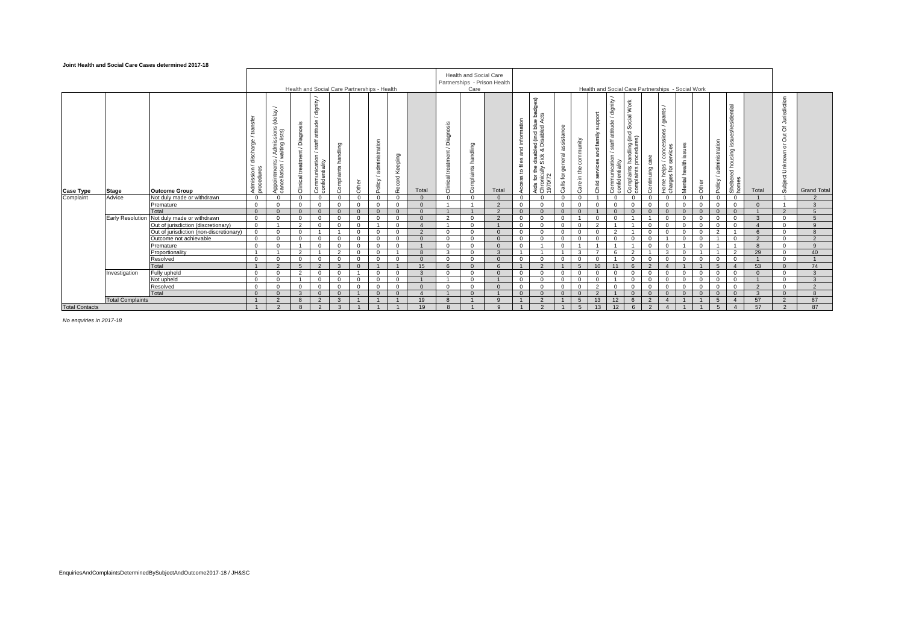**Joint Health and Social Care Cases determined 2017-18**

| Case Type | Stage | Outcome Group | Health and Social Care Partnerships - Health | | | | | | | | | Health and Social Care Partnerships - Prison Health Care | | | Health and Social Care Partnerships - Social Work | | | | | | | | | | | | | | | Subject Unknown or Out Of Jurisdiction | Grand Total |
|---|---|---|---|---|---|---|---|---|---|---|---|---|---|---|---|---|---|---|---|---|---|---|---|---|---|---|---|---|---|---|---|
| | | | Admission / discharge / transfer procedures | Appointments / Admissions (delay / cancellation / waiting lists) | Clinical treatment / Diagnosis | Communication / staff attitude / dignity / confidentiality | Complaints handling | Other | Policy / administration | Record Keeping | Total | Clinical treatment / Diagnosis | Complaints handling | Total | Access to files and information | Aids for the disabled (incl blue badges) Chronically Sick & Disabled Acts 1970/72 | Calls for general assistance | Care in the community | Child services and family support | Communication / staff attitude / dignity / confidentiality | Complaints handling (incl Social Work complaints procedures) | Continuing care | Home helps / concessions / grants / charges for services | Mental health issues | Other | Policy / administration | Sheltered housing issues/residential homes | Total | | |
| Complaint | Advice | Not duly made or withdrawn | 0 | 0 | 0 | 0 | 0 | 0 | 0 | 0 | 0 | 0 | 0 | 0 | 0 | 0 | 0 | 0 | 1 | 0 | 0 | 0 | 0 | 0 | 0 | 0 | 0 | 1 | 1 | 2 |
| | | Premature | 0 | 0 | 0 | 0 | 0 | 0 | 0 | 0 | 0 | 1 | 1 | 2 | 0 | 0 | 0 | 0 | 0 | 0 | 0 | 0 | 0 | 0 | 0 | 0 | 0 | 0 | 1 | 3 |
| | | Total | 0 | 0 | 0 | 0 | 0 | 0 | 0 | 0 | 0 | 1 | 1 | 2 | 0 | 0 | 0 | 0 | 1 | 0 | 0 | 0 | 0 | 0 | 0 | 0 | 0 | 1 | 2 | 5 |
| | Early Resolution | Not duly made or withdrawn | 0 | 0 | 0 | 0 | 0 | 0 | 0 | 0 | 0 | 2 | 0 | 2 | 0 | 0 | 0 | 1 | 0 | 0 | 1 | 1 | 0 | 0 | 0 | 0 | 0 | 3 | 0 | 5 |
| | | Out of jurisdiction (discretionary) | 0 | 1 | 2 | 0 | 0 | 0 | 1 | 0 | 4 | 1 | 0 | 1 | 0 | 0 | 0 | 0 | 2 | 1 | 1 | 0 | 0 | 0 | 0 | 0 | 0 | 4 | 0 | 9 |
| | | Out of jurisdiction (non-discretionary) | 0 | 0 | 0 | 1 | 1 | 0 | 0 | 0 | 2 | 0 | 0 | 0 | 0 | 0 | 0 | 0 | 0 | 2 | 1 | 0 | 0 | 0 | 0 | 2 | 1 | 6 | 0 | 8 |
| | | Outcome not achievable | 0 | 0 | 0 | 0 | 0 | 0 | 0 | 0 | 0 | 0 | 0 | 0 | 0 | 0 | 0 | 0 | 0 | 0 | 0 | 0 | 1 | 0 | 0 | 1 | 0 | 2 | 0 | 2 |
| | | Premature | 0 | 0 | 1 | 0 | 0 | 0 | 0 | 0 | 1 | 0 | 0 | 0 | 0 | 1 | 0 | 1 | 1 | 1 | 1 | 0 | 0 | 1 | 0 | 1 | 1 | 8 | 0 | 9 |
| | | Proportionality | 1 | 1 | 2 | 1 | 2 | 0 | 0 | 1 | 8 | 3 | 0 | 3 | 1 | 1 | 1 | 3 | 7 | 6 | 2 | 1 | 3 | 0 | 1 | 1 | 2 | 29 | 0 | 40 |
| | | Resolved | 0 | 0 | 0 | 0 | 0 | 0 | 0 | 0 | 0 | 0 | 0 | 0 | 0 | 0 | 0 | 0 | 0 | 1 | 0 | 0 | 0 | 0 | 0 | 0 | 0 | 1 | 0 | 1 |
| | | Total | 1 | 2 | 5 | 2 | 3 | 0 | 1 | 1 | 15 | 6 | 0 | 6 | 1 | 2 | 1 | 5 | 10 | 11 | 6 | 2 | 4 | 1 | 1 | 5 | 4 | 53 | 0 | 74 |
| | Investigation | Fully upheld | 0 | 0 | 2 | 0 | 0 | 1 | 0 | 0 | 3 | 0 | 0 | 0 | 0 | 0 | 0 | 0 | 0 | 0 | 0 | 0 | 0 | 0 | 0 | 0 | 0 | 0 | 0 | 3 |
| | | Not upheld | 0 | 0 | 1 | 0 | 0 | 0 | 0 | 0 | 1 | 1 | 0 | 1 | 0 | 0 | 0 | 0 | 0 | 1 | 0 | 0 | 0 | 0 | 0 | 0 | 0 | 1 | 0 | 3 |
| | | Resolved | 0 | 0 | 0 | 0 | 0 | 0 | 0 | 0 | 0 | 0 | 0 | 0 | 0 | 0 | 0 | 0 | 2 | 0 | 0 | 0 | 0 | 0 | 0 | 0 | 0 | 2 | 0 | 2 |
| | | Total | 0 | 0 | 3 | 0 | 0 | 1 | 0 | 0 | 4 | 1 | 0 | 1 | 0 | 0 | 0 | 0 | 2 | 1 | 0 | 0 | 0 | 0 | 0 | 0 | 0 | 3 | 0 | 8 |
| | Total Complaints | | 1 | 2 | 8 | 2 | 3 | 1 | 1 | 1 | 19 | 8 | 1 | 9 | 1 | 2 | 1 | 5 | 13 | 12 | 6 | 2 | 4 | 1 | 1 | 5 | 4 | 57 | 2 | 87 |
| Total Contacts | | | 1 | 2 | 8 | 2 | 3 | 1 | 1 | 1 | 19 | 8 | 1 | 9 | 1 | 2 | 1 | 5 | 13 | 12 | 6 | 2 | 4 | 1 | 1 | 5 | 4 | 57 | 2 | 87 |

*No enquiries in 2017-18*

EnquiriesAndComplaintsDeterminedBySubjectAndOutcome2017-18 / JH&SC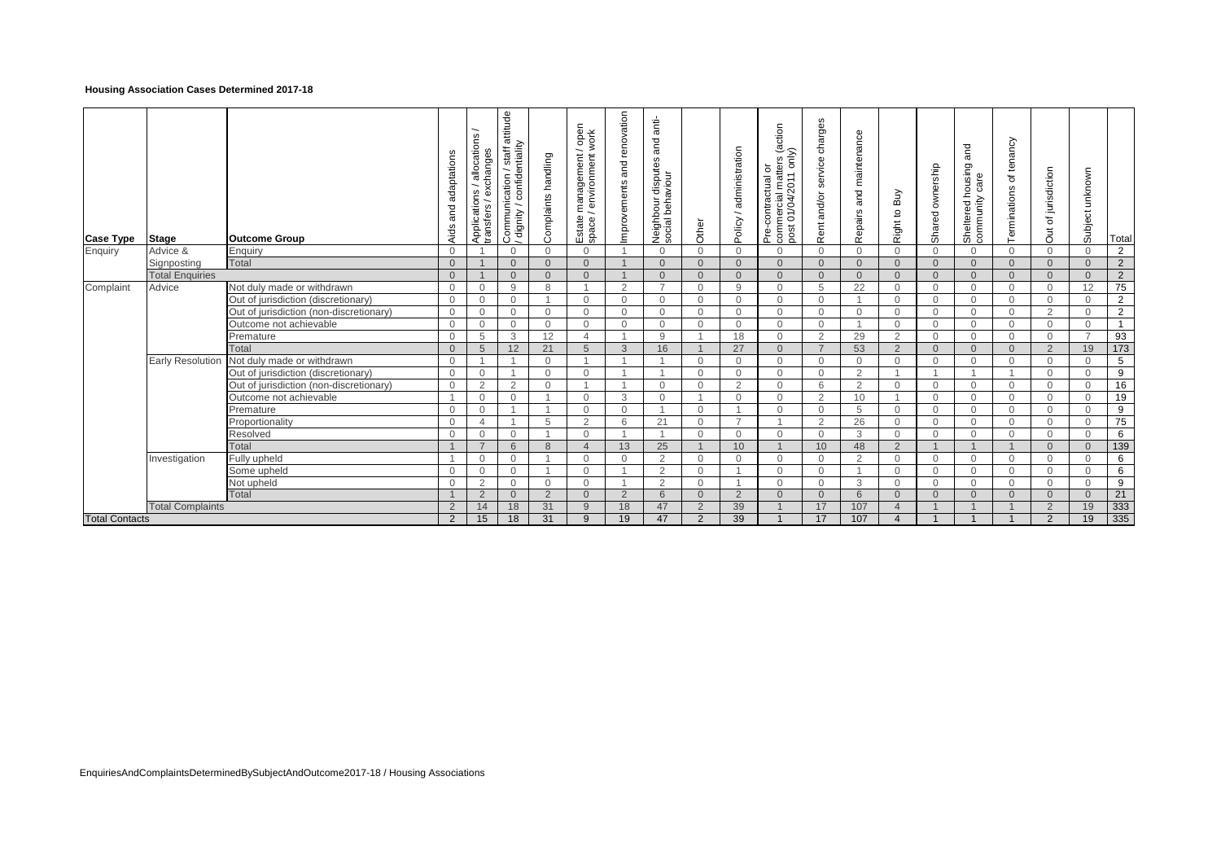#### Housing Association Cases Determined 2017-18

| Case Type | Stage | Outcome Group | Aids and adaptations | Applications / allocations / transfers / exchanges | Communication / staff attitude / dignity / confidentiality | Complaints handling | Estate management / open space / environment work | Improvements and renovation | Neighbour disputes and anti-social behaviour | Other | Policy / administration | Pre-contractual or commercial matters (action post 01/04/2011 only) | Rent and/or service charges | Repairs and maintenance | Right to Buy | Shared ownership | Sheltered housing and community care | Terminations of tenancy | Out of jurisdiction | Subject unknown | Total |
|---|---|---|---|---|---|---|---|---|---|---|---|---|---|---|---|---|---|---|---|---|---|
| Enquiry | Advice & Signposting | Enquiry | 0 | 1 | 0 | 0 | 0 | 1 | 0 | 0 | 0 | 0 | 0 | 0 | 0 | 0 | 0 | 0 | 0 | 0 | 2 |
| | | Total | 0 | 1 | 0 | 0 | 0 | 1 | 0 | 0 | 0 | 0 | 0 | 0 | 0 | 0 | 0 | 0 | 0 | 0 | 2 |
| | Total Enquiries | | 0 | 1 | 0 | 0 | 0 | 1 | 0 | 0 | 0 | 0 | 0 | 0 | 0 | 0 | 0 | 0 | 0 | 0 | 2 |
| Complaint | Advice | Not duly made or withdrawn | 0 | 0 | 9 | 8 | 1 | 2 | 7 | 0 | 9 | 0 | 5 | 22 | 0 | 0 | 0 | 0 | 0 | 12 | 75 |
| | | Out of jurisdiction (discretionary) | 0 | 0 | 0 | 1 | 0 | 0 | 0 | 0 | 0 | 0 | 0 | 1 | 0 | 0 | 0 | 0 | 0 | 0 | 2 |
| | | Out of jurisdiction (non-discretionary) | 0 | 0 | 0 | 0 | 0 | 0 | 0 | 0 | 0 | 0 | 0 | 0 | 0 | 0 | 0 | 0 | 2 | 0 | 2 |
| | | Outcome not achievable | 0 | 0 | 0 | 0 | 0 | 0 | 0 | 0 | 0 | 0 | 0 | 1 | 0 | 0 | 0 | 0 | 0 | 0 | 1 |
| | | Premature | 0 | 5 | 3 | 12 | 4 | 1 | 9 | 1 | 18 | 0 | 2 | 29 | 2 | 0 | 0 | 0 | 0 | 7 | 93 |
| | | Total | 0 | 5 | 12 | 21 | 5 | 3 | 16 | 1 | 27 | 0 | 7 | 53 | 2 | 0 | 0 | 0 | 2 | 19 | 173 |
| | Early Resolution | Not duly made or withdrawn | 0 | 1 | 1 | 0 | 1 | 1 | 1 | 0 | 0 | 0 | 0 | 0 | 0 | 0 | 0 | 0 | 0 | 0 | 5 |
| | | Out of jurisdiction (discretionary) | 0 | 0 | 1 | 0 | 0 | 1 | 1 | 0 | 0 | 0 | 0 | 2 | 1 | 1 | 1 | 1 | 0 | 0 | 9 |
| | | Out of jurisdiction (non-discretionary) | 0 | 2 | 2 | 0 | 1 | 1 | 0 | 0 | 2 | 0 | 6 | 2 | 0 | 0 | 0 | 0 | 0 | 0 | 16 |
| | | Outcome not achievable | 1 | 0 | 0 | 1 | 0 | 3 | 0 | 1 | 0 | 0 | 2 | 10 | 1 | 0 | 0 | 0 | 0 | 0 | 19 |
| | | Premature | 0 | 0 | 1 | 1 | 0 | 0 | 1 | 0 | 1 | 0 | 0 | 5 | 0 | 0 | 0 | 0 | 0 | 0 | 9 |
| | | Proportionality | 0 | 4 | 1 | 5 | 2 | 6 | 21 | 0 | 7 | 1 | 2 | 26 | 0 | 0 | 0 | 0 | 0 | 0 | 75 |
| | | Resolved | 0 | 0 | 0 | 1 | 0 | 1 | 1 | 0 | 0 | 0 | 0 | 3 | 0 | 0 | 0 | 0 | 0 | 0 | 6 |
| | | Total | 1 | 7 | 6 | 8 | 4 | 13 | 25 | 1 | 10 | 1 | 10 | 48 | 2 | 1 | 1 | 1 | 0 | 0 | 139 |
| | Investigation | Fully upheld | 1 | 0 | 0 | 1 | 0 | 0 | 2 | 0 | 0 | 0 | 0 | 2 | 0 | 0 | 0 | 0 | 0 | 0 | 6 |
| | | Some upheld | 0 | 0 | 0 | 1 | 0 | 1 | 2 | 0 | 1 | 0 | 0 | 1 | 0 | 0 | 0 | 0 | 0 | 0 | 6 |
| | | Not upheld | 0 | 2 | 0 | 0 | 0 | 1 | 2 | 0 | 1 | 0 | 0 | 3 | 0 | 0 | 0 | 0 | 0 | 0 | 9 |
| | | Total | 1 | 2 | 0 | 2 | 0 | 2 | 6 | 0 | 2 | 0 | 0 | 6 | 0 | 0 | 0 | 0 | 0 | 0 | 21 |
| | Total Complaints | | 2 | 14 | 18 | 31 | 9 | 18 | 47 | 2 | 39 | 1 | 17 | 107 | 4 | 1 | 1 | 1 | 2 | 19 | 333 |
| Total Contacts | | | 2 | 15 | 18 | 31 | 9 | 19 | 47 | 2 | 39 | 1 | 17 | 107 | 4 | 1 | 1 | 1 | 2 | 19 | 335 |

EnquiriesAndComplaintsDeterminedBySubjectAndOutcome2017-18 / Housing Associations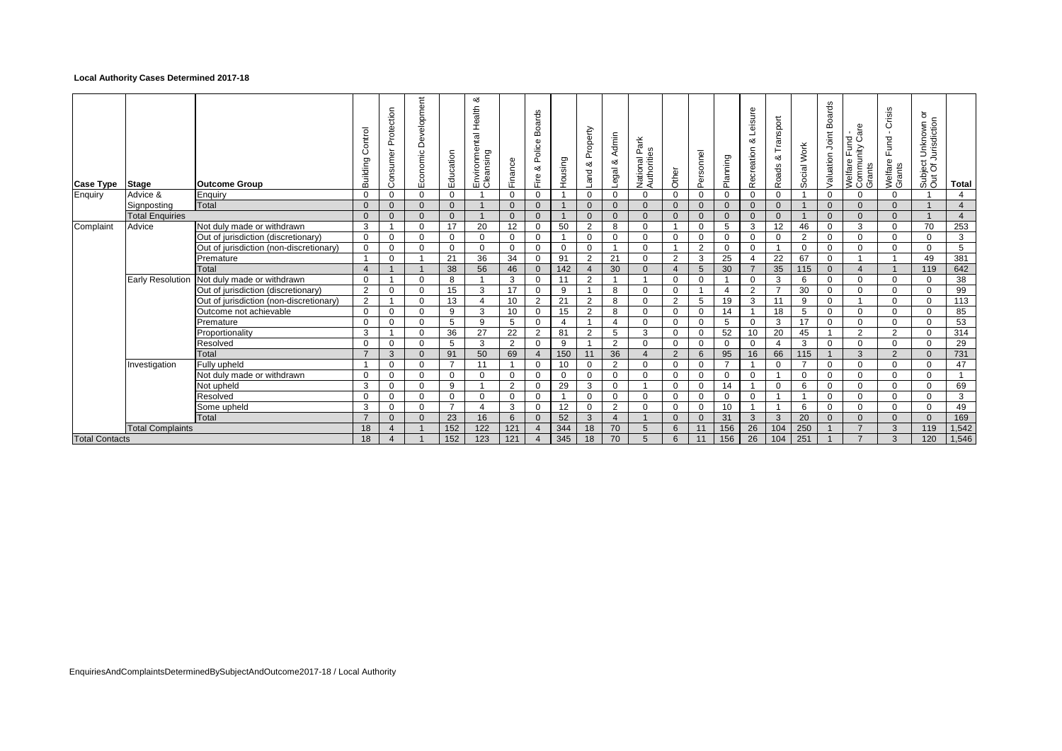**Local Authority Cases Determined 2017-18**

| Case Type | Stage | Outcome Group | Building Control | Consumer Protection | Economic Development | Education | Environmental Health & Cleansing | Finance | Fire & Police Boards | Housing | Land & Property | Legal & Admin | National Park Authorities | Other | Personnel | Planning | Recreation & Leisure | Roads & Transport | Social Work | Valuation Joint Boards | Welfare Fund - Community Care Grants | Welfare Fund - Crisis Grants | Subject Unknown or Out Of Jurisdiction | Total |
|---|---|---|---|---|---|---|---|---|---|---|---|---|---|---|---|---|---|---|---|---|---|---|---|---|
| Enquiry | Advice & Signposting | Enquiry | 0 | 0 | 0 | 0 | 1 | 0 | 0 | 1 | 0 | 0 | 0 | 0 | 0 | 0 | 0 | 0 | 1 | 0 | 0 | 0 | 1 | 4 |
| | | Total | 0 | 0 | 0 | 0 | 1 | 0 | 0 | 1 | 0 | 0 | 0 | 0 | 0 | 0 | 0 | 0 | 1 | 0 | 0 | 0 | 1 | 4 |
| | Total Enquiries | | 0 | 0 | 0 | 0 | 1 | 0 | 0 | 1 | 0 | 0 | 0 | 0 | 0 | 0 | 0 | 0 | 1 | 0 | 0 | 0 | 1 | 4 |
| Complaint | Advice | Not duly made or withdrawn | 3 | 1 | 0 | 17 | 20 | 12 | 0 | 50 | 2 | 8 | 0 | 1 | 0 | 5 | 3 | 12 | 46 | 0 | 3 | 0 | 70 | 253 |
| | | Out of jurisdiction (discretionary) | 0 | 0 | 0 | 0 | 0 | 0 | 0 | 1 | 0 | 0 | 0 | 0 | 0 | 0 | 0 | 0 | 2 | 0 | 0 | 0 | 0 | 3 |
| | | Out of jurisdiction (non-discretionary) | 0 | 0 | 0 | 0 | 0 | 0 | 0 | 0 | 0 | 1 | 0 | 1 | 2 | 0 | 0 | 1 | 0 | 0 | 0 | 0 | 0 | 5 |
| | | Premature | 1 | 0 | 1 | 21 | 36 | 34 | 0 | 91 | 2 | 21 | 0 | 2 | 3 | 25 | 4 | 22 | 67 | 0 | 1 | 1 | 49 | 381 |
| | | Total | 4 | 1 | 1 | 38 | 56 | 46 | 0 | 142 | 4 | 30 | 0 | 4 | 5 | 30 | 7 | 35 | 115 | 0 | 4 | 1 | 119 | 642 |
| | Early Resolution | Not duly made or withdrawn | 0 | 1 | 0 | 8 | 1 | 3 | 0 | 11 | 2 | 1 | 1 | 0 | 0 | 1 | 0 | 3 | 6 | 0 | 0 | 0 | 0 | 38 |
| | | Out of jurisdiction (discretionary) | 2 | 0 | 0 | 15 | 3 | 17 | 0 | 9 | 1 | 8 | 0 | 0 | 1 | 4 | 2 | 7 | 30 | 0 | 0 | 0 | 0 | 99 |
| | | Out of jurisdiction (non-discretionary) | 2 | 1 | 0 | 13 | 4 | 10 | 2 | 21 | 2 | 8 | 0 | 2 | 5 | 19 | 3 | 11 | 9 | 0 | 1 | 0 | 0 | 113 |
| | | Outcome not achievable | 0 | 0 | 0 | 9 | 3 | 10 | 0 | 15 | 2 | 8 | 0 | 0 | 0 | 14 | 1 | 18 | 5 | 0 | 0 | 0 | 0 | 85 |
| | | Premature | 0 | 0 | 0 | 5 | 9 | 5 | 0 | 4 | 1 | 4 | 0 | 0 | 0 | 5 | 0 | 3 | 17 | 0 | 0 | 0 | 0 | 53 |
| | | Proportionality | 3 | 1 | 0 | 36 | 27 | 22 | 2 | 81 | 2 | 5 | 3 | 0 | 0 | 52 | 10 | 20 | 45 | 1 | 2 | 2 | 0 | 314 |
| | | Resolved | 0 | 0 | 0 | 5 | 3 | 2 | 0 | 9 | 1 | 2 | 0 | 0 | 0 | 0 | 0 | 4 | 3 | 0 | 0 | 0 | 0 | 29 |
| | | Total | 7 | 3 | 0 | 91 | 50 | 69 | 4 | 150 | 11 | 36 | 4 | 2 | 6 | 95 | 16 | 66 | 115 | 1 | 3 | 2 | 0 | 731 |
| | Investigation | Fully upheld | 1 | 0 | 0 | 7 | 11 | 1 | 0 | 10 | 0 | 2 | 0 | 0 | 0 | 7 | 1 | 0 | 7 | 0 | 0 | 0 | 0 | 47 |
| | | Not duly made or withdrawn | 0 | 0 | 0 | 0 | 0 | 0 | 0 | 0 | 0 | 0 | 0 | 0 | 0 | 0 | 0 | 1 | 0 | 0 | 0 | 0 | 0 | 1 |
| | | Not upheld | 3 | 0 | 0 | 9 | 1 | 2 | 0 | 29 | 3 | 0 | 1 | 0 | 0 | 14 | 1 | 0 | 6 | 0 | 0 | 0 | 0 | 69 |
| | | Resolved | 0 | 0 | 0 | 0 | 0 | 0 | 0 | 1 | 0 | 0 | 0 | 0 | 0 | 0 | 0 | 1 | 1 | 0 | 0 | 0 | 0 | 3 |
| | | Some upheld | 3 | 0 | 0 | 7 | 4 | 3 | 0 | 12 | 0 | 2 | 0 | 0 | 0 | 10 | 1 | 1 | 6 | 0 | 0 | 0 | 0 | 49 |
| | | Total | 7 | 0 | 0 | 23 | 16 | 6 | 0 | 52 | 3 | 4 | 1 | 0 | 0 | 31 | 3 | 3 | 20 | 0 | 0 | 0 | 0 | 169 |
| | Total Complaints | | 18 | 4 | 1 | 152 | 122 | 121 | 4 | 344 | 18 | 70 | 5 | 6 | 11 | 156 | 26 | 104 | 250 | 1 | 7 | 3 | 119 | 1,542 |
| Total Contacts | | | 18 | 4 | 1 | 152 | 123 | 121 | 4 | 345 | 18 | 70 | 5 | 6 | 11 | 156 | 26 | 104 | 251 | 1 | 7 | 3 | 120 | 1,546 |

EnquiriesAndComplaintsDeterminedBySubjectAndOutcome2017-18 / Local Authority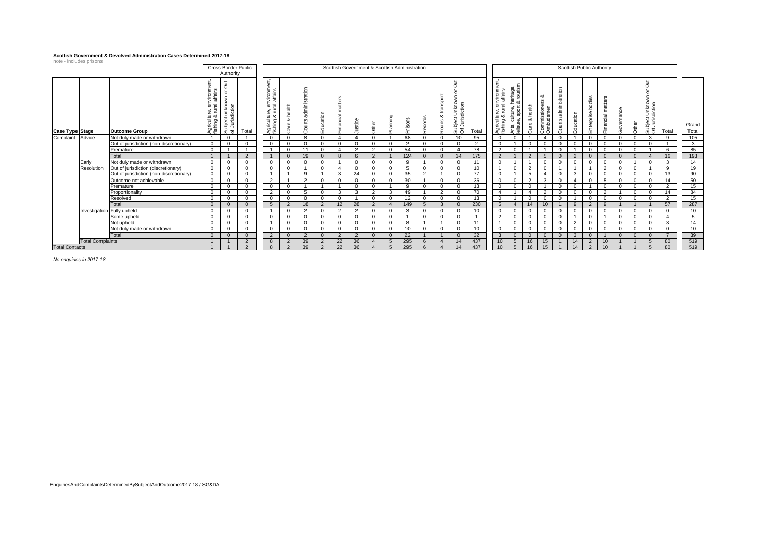**Scottish Government & Devolved Administration Cases Determined 2017-18**

note - includes prisons

| Case Type | Stage | Outcome Group | Cross-Border Public Authority | | | Scottish Government & Scottish Administration | | | | | | | | | | | | | Scottish Public Authority | | | | | | | | | | | | |
|---|---|---|---|---|---|---|---|---|---|---|---|---|---|---|---|---|---|---|---|---|---|---|---|---|---|---|---|---|---|---|---|
| | | | Agriculture, environment, fishing & rural affairs | Subject unknown or Out of Jurisdiction | Total | Agriculture, environment, fishing & rural affairs | Care & health | Courts administration | Education | Financial matters | Justice | Other | Planning | Prisons | Records | Roads & transport | Subject Unknown or Out Of Jurisdiction | Total | Agriculture, environment, fishing & rural affairs | Arts, culture, heritage, leisure, sport & tourism | Care & health | Commissioners & Ombudsmen | Courts administration | Education | Enterprise bodies | Financial matters | Governance | Other | Subject Unknown or Out Of Jurisdiction | Total | Grand Total |
| Complaint | Advice | Not duly made or withdrawn | 1 | 0 | 1 | 0 | 0 | 8 | 0 | 4 | 4 | 0 | 1 | 68 | 0 | 0 | 10 | 95 | 0 | 0 | 1 | 4 | 0 | 1 | 0 | 0 | 0 | 0 | 3 | 9 | 105 |
| | | Out of jurisdiction (non-discretionary) | 0 | 0 | 0 | 0 | 0 | 0 | 0 | 0 | 0 | 0 | 0 | 2 | 0 | 0 | 0 | 2 | 0 | 1 | 0 | 0 | 0 | 0 | 0 | 0 | 0 | 0 | 0 | 1 | 3 |
| | | Premature | 0 | 1 | 1 | 1 | 0 | 11 | 0 | 4 | 2 | 2 | 0 | 54 | 0 | 0 | 4 | 78 | 2 | 0 | 1 | 1 | 0 | 1 | 0 | 0 | 0 | 0 | 1 | 6 | 85 |
| | | Total | 1 | 1 | 2 | 1 | 0 | 19 | 0 | 8 | 6 | 2 | 1 | 124 | 0 | 0 | 14 | 175 | 2 | 1 | 2 | 5 | 0 | 2 | 0 | 0 | 0 | 0 | 4 | 16 | 193 |
| | Early Resolution | Not duly made or withdrawn | 0 | 0 | 0 | 0 | 0 | 0 | 0 | 1 | 0 | 0 | 0 | 9 | 1 | 0 | 0 | 11 | 0 | 1 | 1 | 0 | 0 | 0 | 0 | 0 | 0 | 1 | 0 | 3 | 14 |
| | | Out of jurisdiction (discretionary) | 0 | 0 | 0 | 0 | 0 | 1 | 0 | 4 | 0 | 0 | 0 | 5 | 0 | 0 | 0 | 10 | 1 | 0 | 2 | 0 | 1 | 1 | 1 | 2 | 0 | 0 | 1 | 9 | 19 |
| | | Out of jurisdiction (non-discretionary) | 0 | 0 | 0 | 1 | 1 | 9 | 1 | 3 | 24 | 0 | 0 | 35 | 2 | 1 | 0 | 77 | 0 | 1 | 5 | 4 | 0 | 3 | 0 | 0 | 0 | 0 | 0 | 13 | 90 |
| | | Outcome not achievable | 0 | 0 | 0 | 2 | 1 | 2 | 0 | 0 | 0 | 0 | 0 | 30 | 1 | 0 | 0 | 36 | 0 | 0 | 2 | 3 | 0 | 4 | 0 | 5 | 0 | 0 | 0 | 14 | 50 |
| | | Premature | 0 | 0 | 0 | 0 | 0 | 1 | 1 | 1 | 0 | 0 | 1 | 9 | 0 | 0 | 0 | 13 | 0 | 0 | 0 | 1 | 0 | 0 | 1 | 0 | 0 | 0 | 0 | 2 | 15 |
| | | Proportionality | 0 | 0 | 0 | 2 | 0 | 5 | 0 | 3 | 3 | 2 | 3 | 49 | 1 | 2 | 0 | 70 | 4 | 1 | 4 | 2 | 0 | 0 | 0 | 2 | 1 | 0 | 0 | 14 | 84 |
| | | Resolved | 0 | 0 | 0 | 0 | 0 | 0 | 0 | 0 | 1 | 0 | 0 | 12 | 0 | 0 | 0 | 13 | 0 | 1 | 0 | 0 | 0 | 1 | 0 | 0 | 0 | 0 | 0 | 2 | 15 |
| | | Total | 0 | 0 | 0 | 5 | 2 | 18 | 2 | 12 | 28 | 2 | 4 | 149 | 5 | 3 | 0 | 230 | 5 | 4 | 14 | 10 | 1 | 9 | 2 | 9 | 1 | 1 | 1 | 57 | 287 |
| | Investigation | Fully upheld | 0 | 0 | 0 | 1 | 0 | 2 | 0 | 2 | 2 | 0 | 0 | 3 | 0 | 0 | 0 | 10 | 0 | 0 | 0 | 0 | 0 | 0 | 0 | 0 | 0 | 0 | 0 | 0 | 10 |
| | | Some upheld | 0 | 0 | 0 | 0 | 0 | 0 | 0 | 0 | 0 | 0 | 0 | 1 | 0 | 0 | 0 | 1 | 2 | 0 | 0 | 0 | 0 | 1 | 0 | 1 | 0 | 0 | 0 | 4 | 5 |
| | | Not upheld | 0 | 0 | 0 | 1 | 0 | 0 | 0 | 0 | 0 | 0 | 0 | 8 | 1 | 1 | 0 | 11 | 1 | 0 | 0 | 0 | 0 | 2 | 0 | 0 | 0 | 0 | 0 | 3 | 14 |
| | | Not duly made or withdrawn | 0 | 0 | 0 | 0 | 0 | 0 | 0 | 0 | 0 | 0 | 0 | 10 | 0 | 0 | 0 | 10 | 0 | 0 | 0 | 0 | 0 | 0 | 0 | 0 | 0 | 0 | 0 | 0 | 10 |
| | | Total | 0 | 0 | 0 | 2 | 0 | 2 | 0 | 2 | 2 | 0 | 0 | 22 | 1 | 1 | 0 | 32 | 3 | 0 | 0 | 0 | 0 | 3 | 0 | 1 | 0 | 0 | 0 | 7 | 39 |
| | Total Complaints | | 1 | 1 | 2 | 8 | 2 | 39 | 2 | 22 | 36 | 4 | 5 | 295 | 6 | 4 | 14 | 437 | 10 | 5 | 16 | 15 | 1 | 14 | 2 | 10 | 1 | 1 | 5 | 80 | 519 |
| Total Contacts | | | 1 | 1 | 2 | 8 | 2 | 39 | 2 | 22 | 36 | 4 | 5 | 295 | 6 | 4 | 14 | 437 | 10 | 5 | 16 | 15 | 1 | 14 | 2 | 10 | 1 | 1 | 5 | 80 | 519 |

*No enquiries in 2017-18*

EnquiriesAndComplaintsDeterminedBySubjectAndOutcome2017-18 / SG&DA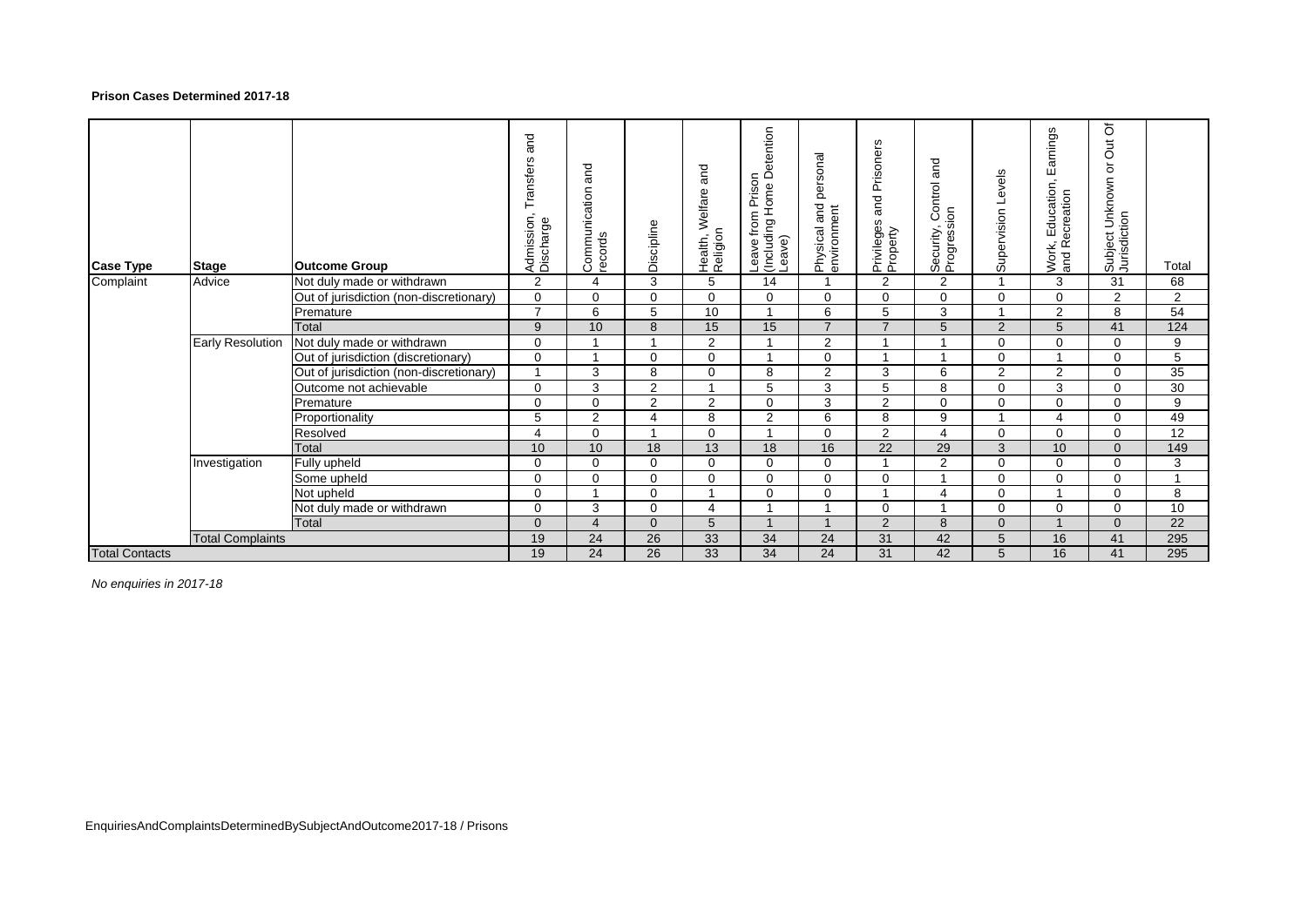**Prison Cases Determined 2017-18**

| Case Type | Stage | Outcome Group | Admission, Transfers and Discharge | Communication and records | Discipline | Health, Welfare and Religion | Leave from Prison (Including Home Detention Leave) | Physical and personal environment | Privileges and Prisoners Property | Security, Control and Progression | Supervision Levels | Work, Education, Earnings and Recreation | Subject Unknown or Out Of Jurisdiction | Total |
|---|---|---|---|---|---|---|---|---|---|---|---|---|---|---|
| Complaint | Advice | Not duly made or withdrawn | 2 | 4 | 3 | 5 | 14 | 1 | 2 | 2 | 1 | 3 | 31 | 68 |
| | | Out of jurisdiction (non-discretionary) | 0 | 0 | 0 | 0 | 0 | 0 | 0 | 0 | 0 | 0 | 2 | 2 |
| | | Premature | 7 | 6 | 5 | 10 | 1 | 6 | 5 | 3 | 1 | 2 | 8 | 54 |
| | | Total | 9 | 10 | 8 | 15 | 15 | 7 | 7 | 5 | 2 | 5 | 41 | 124 |
| | Early Resolution | Not duly made or withdrawn | 0 | 1 | 1 | 2 | 1 | 2 | 1 | 1 | 0 | 0 | 0 | 9 |
| | | Out of jurisdiction (discretionary) | 0 | 1 | 0 | 0 | 1 | 0 | 1 | 1 | 0 | 1 | 0 | 5 |
| | | Out of jurisdiction (non-discretionary) | 1 | 3 | 8 | 0 | 8 | 2 | 3 | 6 | 2 | 2 | 0 | 35 |
| | | Outcome not achievable | 0 | 3 | 2 | 1 | 5 | 3 | 5 | 8 | 0 | 3 | 0 | 30 |
| | | Premature | 0 | 0 | 2 | 2 | 0 | 3 | 2 | 0 | 0 | 0 | 0 | 9 |
| | | Proportionality | 5 | 2 | 4 | 8 | 2 | 6 | 8 | 9 | 1 | 4 | 0 | 49 |
| | | Resolved | 4 | 0 | 1 | 0 | 1 | 0 | 2 | 4 | 0 | 0 | 0 | 12 |
| | | Total | 10 | 10 | 18 | 13 | 18 | 16 | 22 | 29 | 3 | 10 | 0 | 149 |
| | Investigation | Fully upheld | 0 | 0 | 0 | 0 | 0 | 0 | 1 | 2 | 0 | 0 | 0 | 3 |
| | | Some upheld | 0 | 0 | 0 | 0 | 0 | 0 | 0 | 1 | 0 | 0 | 0 | 1 |
| | | Not upheld | 0 | 1 | 0 | 1 | 0 | 0 | 1 | 4 | 0 | 1 | 0 | 8 |
| | | Not duly made or withdrawn | 0 | 3 | 0 | 4 | 1 | 1 | 0 | 1 | 0 | 0 | 0 | 10 |
| | | Total | 0 | 4 | 0 | 5 | 1 | 1 | 2 | 8 | 0 | 1 | 0 | 22 |
| | Total Complaints | | 19 | 24 | 26 | 33 | 34 | 24 | 31 | 42 | 5 | 16 | 41 | 295 |
| Total Contacts | | | 19 | 24 | 26 | 33 | 34 | 24 | 31 | 42 | 5 | 16 | 41 | 295 |

*No enquiries in 2017-18*

EnquiriesAndComplaintsDeterminedBySubjectAndOutcome2017-18 / Prisons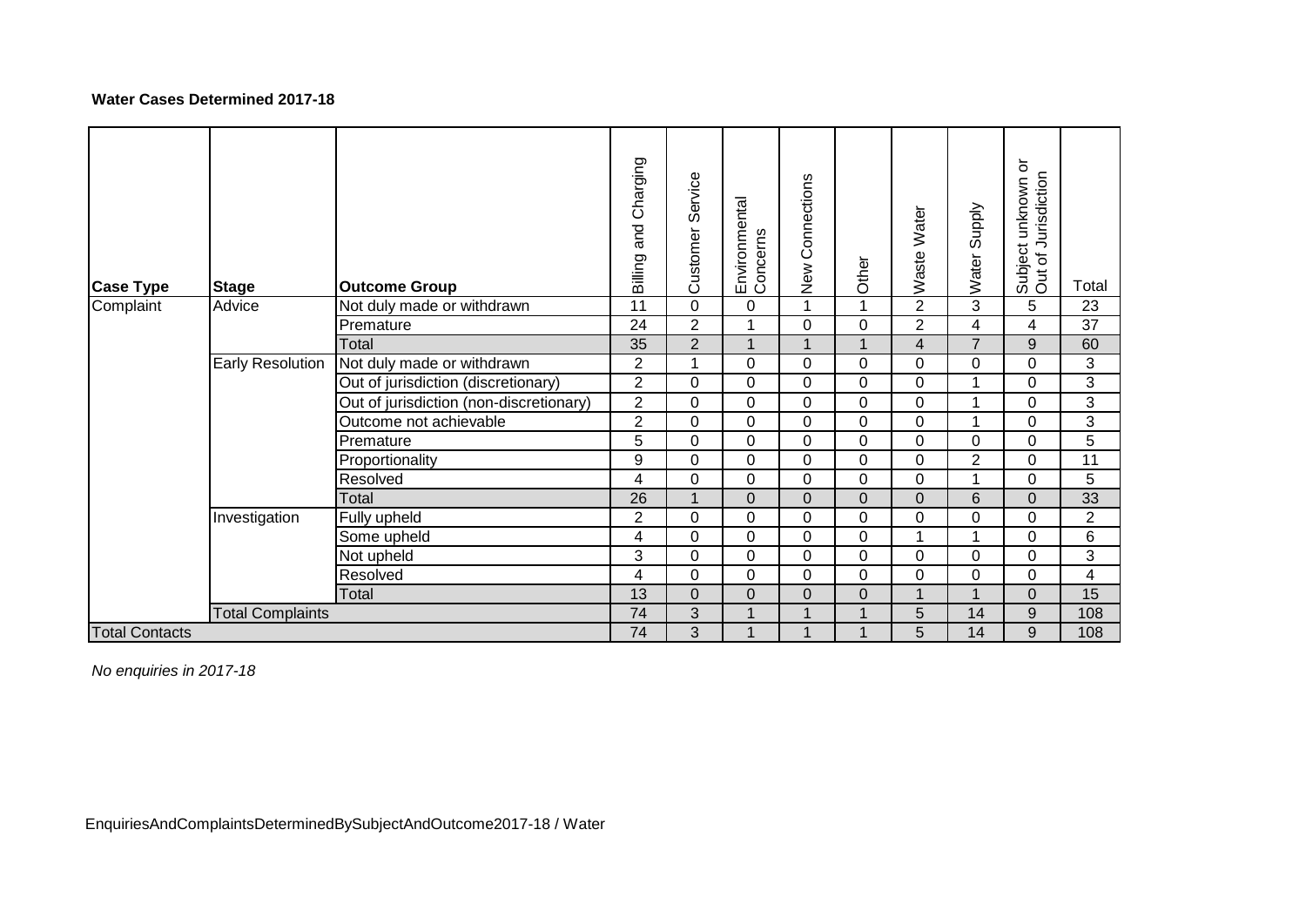**Water Cases Determined 2017-18**

| Case Type | Stage | Outcome Group | Billing and Charging | Customer Service | Environmental Concerns | New Connections | Other | Waste Water | Water Supply | Subject unknown or Out of Jurisdiction | Total |
|---|---|---|---|---|---|---|---|---|---|---|---|
| Complaint | Advice | Not duly made or withdrawn | 11 | 0 | 0 | 1 | 1 | 2 | 3 | 5 | 23 |
| | | Premature | 24 | 2 | 1 | 0 | 0 | 2 | 4 | 4 | 37 |
| | | Total | 35 | 2 | 1 | 1 | 1 | 4 | 7 | 9 | 60 |
| | Early Resolution | Not duly made or withdrawn | 2 | 1 | 0 | 0 | 0 | 0 | 0 | 0 | 3 |
| | | Out of jurisdiction (discretionary) | 2 | 0 | 0 | 0 | 0 | 0 | 1 | 0 | 3 |
| | | Out of jurisdiction (non-discretionary) | 2 | 0 | 0 | 0 | 0 | 0 | 1 | 0 | 3 |
| | | Outcome not achievable | 2 | 0 | 0 | 0 | 0 | 0 | 1 | 0 | 3 |
| | | Premature | 5 | 0 | 0 | 0 | 0 | 0 | 0 | 0 | 5 |
| | | Proportionality | 9 | 0 | 0 | 0 | 0 | 0 | 2 | 0 | 11 |
| | | Resolved | 4 | 0 | 0 | 0 | 0 | 0 | 1 | 0 | 5 |
| | | Total | 26 | 1 | 0 | 0 | 0 | 0 | 6 | 0 | 33 |
| | Investigation | Fully upheld | 2 | 0 | 0 | 0 | 0 | 0 | 0 | 0 | 2 |
| | | Some upheld | 4 | 0 | 0 | 0 | 0 | 1 | 1 | 0 | 6 |
| | | Not upheld | 3 | 0 | 0 | 0 | 0 | 0 | 0 | 0 | 3 |
| | | Resolved | 4 | 0 | 0 | 0 | 0 | 0 | 0 | 0 | 4 |
| | | Total | 13 | 0 | 0 | 0 | 0 | 1 | 1 | 0 | 15 |
| | Total Complaints | | 74 | 3 | 1 | 1 | 1 | 5 | 14 | 9 | 108 |
| Total Contacts | | | 74 | 3 | 1 | 1 | 1 | 5 | 14 | 9 | 108 |

*No enquiries in 2017-18*

EnquiriesAndComplaintsDeterminedBySubjectAndOutcome2017-18 / Water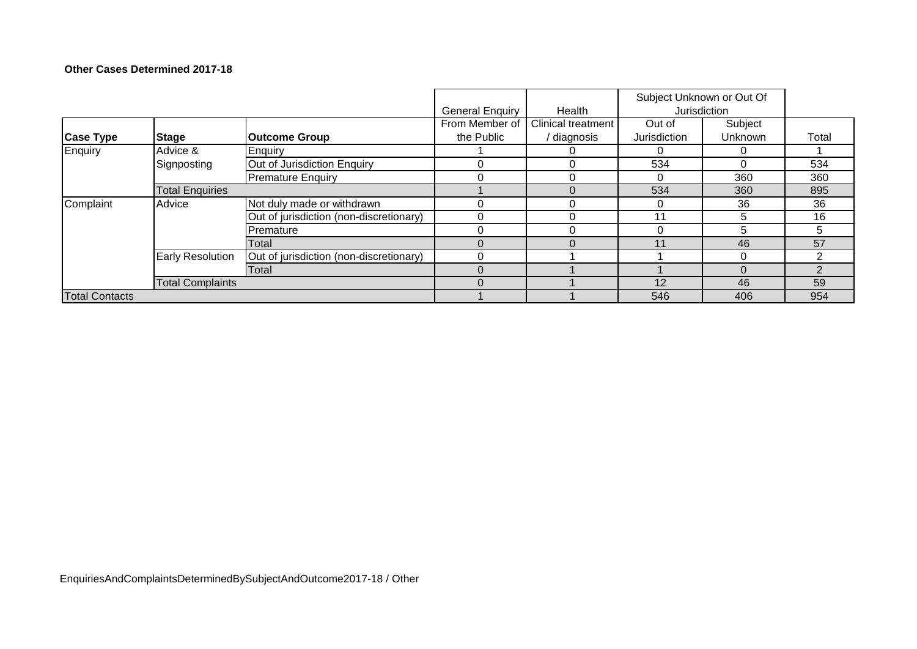**Other Cases Determined 2017-18**

| | | | General Enquiry | Health | Subject Unknown or Out Of Jurisdiction | | |
|---|---|---|---|---|---|---|---|
| **Case Type** | **Stage** | **Outcome Group** | From Member of the Public | Clinical treatment / diagnosis | Out of Jurisdiction | Subject Unknown | Total |
| Enquiry | Advice & Signposting | Enquiry | 1 | 0 | 0 | 0 | 1 |
| | | Out of Jurisdiction Enquiry | 0 | 0 | 534 | 0 | 534 |
| | | Premature Enquiry | 0 | 0 | 0 | 360 | 360 |
| | Total Enquiries | | 1 | 0 | 534 | 360 | 895 |
| Complaint | Advice | Not duly made or withdrawn | 0 | 0 | 0 | 36 | 36 |
| | | Out of jurisdiction (non-discretionary) | 0 | 0 | 11 | 5 | 16 |
| | | Premature | 0 | 0 | 0 | 5 | 5 |
| | | Total | 0 | 0 | 11 | 46 | 57 |
| | Early Resolution | Out of jurisdiction (non-discretionary) | 0 | 1 | 1 | 0 | 2 |
| | | Total | 0 | 1 | 1 | 0 | 2 |
| | Total Complaints | | 0 | 1 | 12 | 46 | 59 |
| Total Contacts | | | 1 | 1 | 546 | 406 | 954 |

EnquiriesAndComplaintsDeterminedBySubjectAndOutcome2017-18 / Other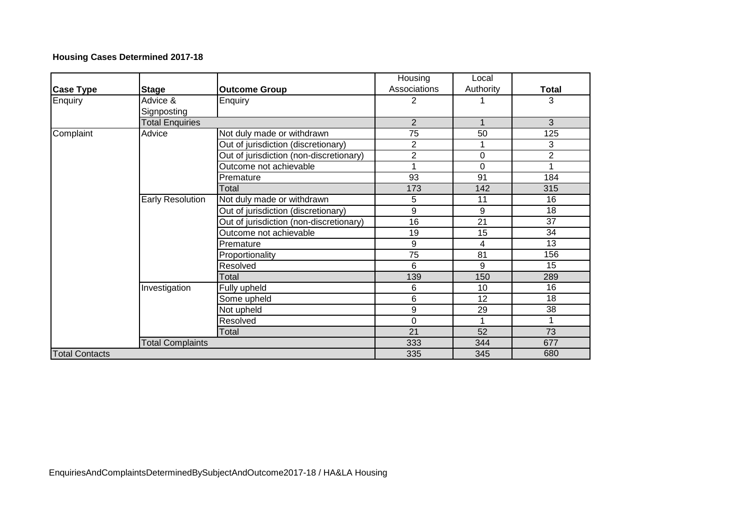**Housing Cases Determined 2017-18**

| Case Type | Stage | Outcome Group | Housing Associations | Local Authority | Total |
|---|---|---|---|---|---|
| Enquiry | Advice & Signposting | Enquiry | 2 | 1 | 3 |
| | Total Enquiries | | 2 | 1 | 3 |
| Complaint | Advice | Not duly made or withdrawn | 75 | 50 | 125 |
| | | Out of jurisdiction (discretionary) | 2 | 1 | 3 |
| | | Out of jurisdiction (non-discretionary) | 2 | 0 | 2 |
| | | Outcome not achievable | 1 | 0 | 1 |
| | | Premature | 93 | 91 | 184 |
| | | Total | 173 | 142 | 315 |
| | Early Resolution | Not duly made or withdrawn | 5 | 11 | 16 |
| | | Out of jurisdiction (discretionary) | 9 | 9 | 18 |
| | | Out of jurisdiction (non-discretionary) | 16 | 21 | 37 |
| | | Outcome not achievable | 19 | 15 | 34 |
| | | Premature | 9 | 4 | 13 |
| | | Proportionality | 75 | 81 | 156 |
| | | Resolved | 6 | 9 | 15 |
| | | Total | 139 | 150 | 289 |
| | Investigation | Fully upheld | 6 | 10 | 16 |
| | | Some upheld | 6 | 12 | 18 |
| | | Not upheld | 9 | 29 | 38 |
| | | Resolved | 0 | 1 | 1 |
| | | Total | 21 | 52 | 73 |
| | Total Complaints | | 333 | 344 | 677 |
| Total Contacts | | | 335 | 345 | 680 |

EnquiriesAndComplaintsDeterminedBySubjectAndOutcome2017-18 / HA&LA Housing